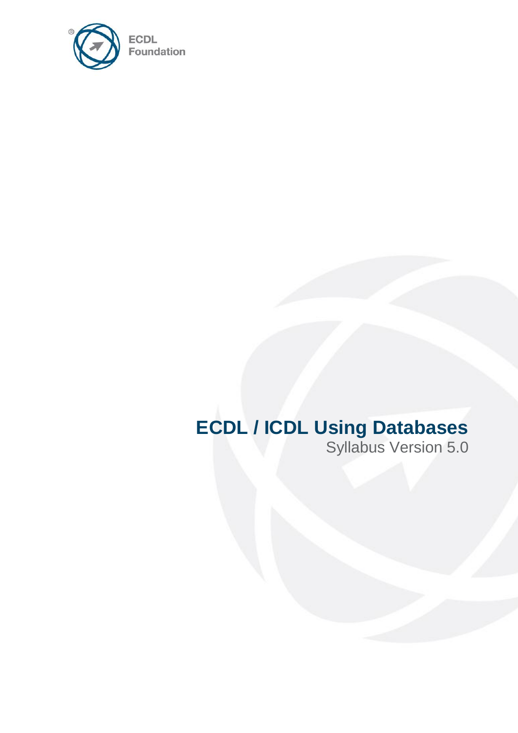ECDL Foundation

# ECDL / ICDL Using Databases

Syllabus Version 5.0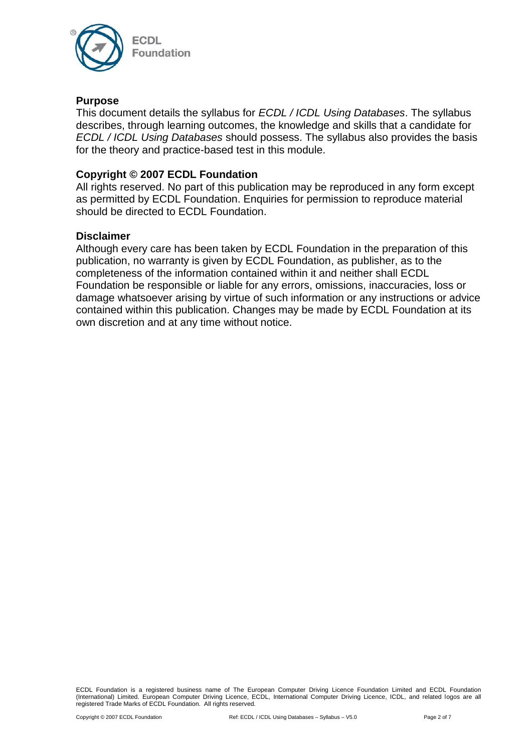## Purpose

This document details the syllabus for *ECDL / ICDL Using Databases*. The syllabus describes, through learning outcomes, the knowledge and skills that a candidate for *ECDL / ICDL Using Databases* should possess. The syllabus also provides the basis for the theory and practice-based test in this module.

## Copyright © 2007 ECDL Foundation

All rights reserved. No part of this publication may be reproduced in any form except as permitted by ECDL Foundation. Enquiries for permission to reproduce material should be directed to ECDL Foundation.

## Disclaimer

Although every care has been taken by ECDL Foundation in the preparation of this publication, no warranty is given by ECDL Foundation, as publisher, as to the completeness of the information contained within it and neither shall ECDL Foundation be responsible or liable for any errors, omissions, inaccuracies, loss or damage whatsoever arising by virtue of such information or any instructions or advice contained within this publication. Changes may be made by ECDL Foundation at its own discretion and at any time without notice.

ECDL Foundation is a registered business name of The European Computer Driving Licence Foundation Limited and ECDL Foundation (International) Limited. European Computer Driving Licence, ECDL, International Computer Driving Licence, ICDL, and related logos are all registered Trade Marks of ECDL Foundation. All rights reserved.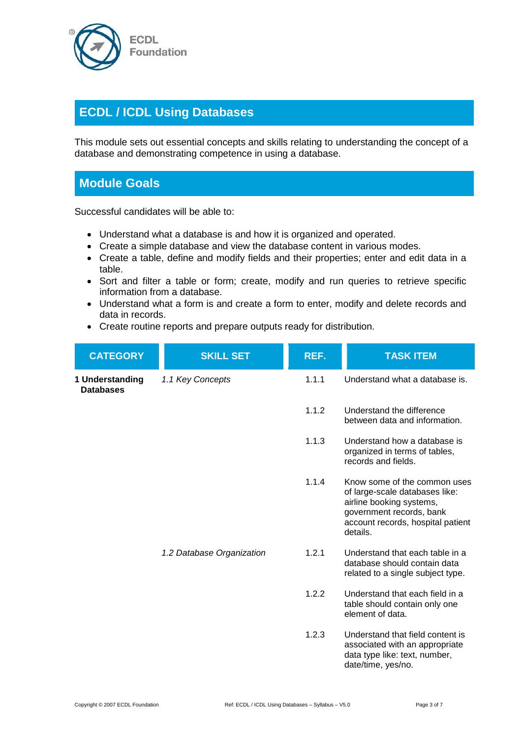## ECDL / ICDL Using Databases

This module sets out essential concepts and skills relating to understanding the concept of a database and demonstrating competence in using a database.

## Module Goals

Successful candidates will be able to:

- Understand what a database is and how it is organized and operated.
- Create a simple database and view the database content in various modes.
- Create a table, define and modify fields and their properties; enter and edit data in a table.
- Sort and filter a table or form; create, modify and run queries to retrieve specific information from a database.
- Understand what a form is and create a form to enter, modify and delete records and data in records.
- Create routine reports and prepare outputs ready for distribution.

| CATEGORY | SKILL SET | REF. | TASK ITEM |
|---|---|---|---|
| **1 Understanding Databases** | *1.1 Key Concepts* | 1.1.1 | Understand what a database is. |
| | | 1.1.2 | Understand the difference between data and information. |
| | | 1.1.3 | Understand how a database is organized in terms of tables, records and fields. |
| | | 1.1.4 | Know some of the common uses of large-scale databases like: airline booking systems, government records, bank account records, hospital patient details. |
| | *1.2 Database Organization* | 1.2.1 | Understand that each table in a database should contain data related to a single subject type. |
| | | 1.2.2 | Understand that each field in a table should contain only one element of data. |
| | | 1.2.3 | Understand that field content is associated with an appropriate data type like: text, number, date/time, yes/no. |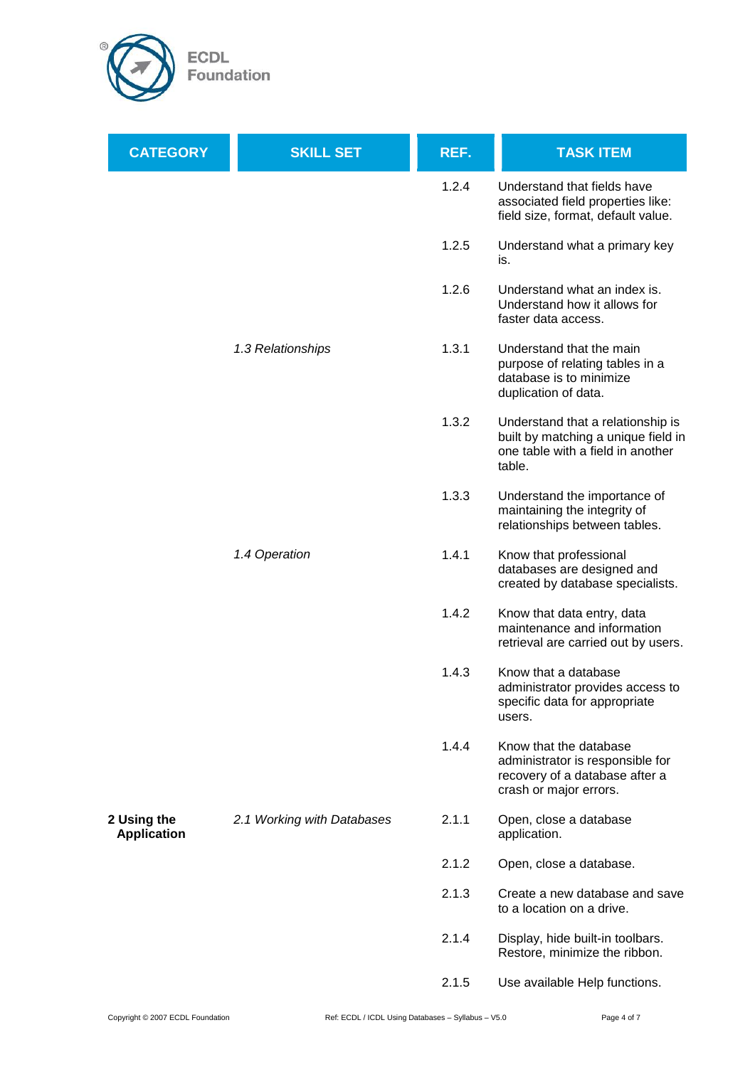| CATEGORY | SKILL SET | REF. | TASK ITEM |
|---|---|---|---|
| | | 1.2.4 | Understand that fields have associated field properties like: field size, format, default value. |
| | | 1.2.5 | Understand what a primary key is. |
| | | 1.2.6 | Understand what an index is. Understand how it allows for faster data access. |
| | *1.3 Relationships* | 1.3.1 | Understand that the main purpose of relating tables in a database is to minimize duplication of data. |
| | | 1.3.2 | Understand that a relationship is built by matching a unique field in one table with a field in another table. |
| | | 1.3.3 | Understand the importance of maintaining the integrity of relationships between tables. |
| | *1.4 Operation* | 1.4.1 | Know that professional databases are designed and created by database specialists. |
| | | 1.4.2 | Know that data entry, data maintenance and information retrieval are carried out by users. |
| | | 1.4.3 | Know that a database administrator provides access to specific data for appropriate users. |
| | | 1.4.4 | Know that the database administrator is responsible for recovery of a database after a crash or major errors. |
| **2 Using the Application** | *2.1 Working with Databases* | 2.1.1 | Open, close a database application. |
| | | 2.1.2 | Open, close a database. |
| | | 2.1.3 | Create a new database and save to a location on a drive. |
| | | 2.1.4 | Display, hide built-in toolbars. Restore, minimize the ribbon. |
| | | 2.1.5 | Use available Help functions. |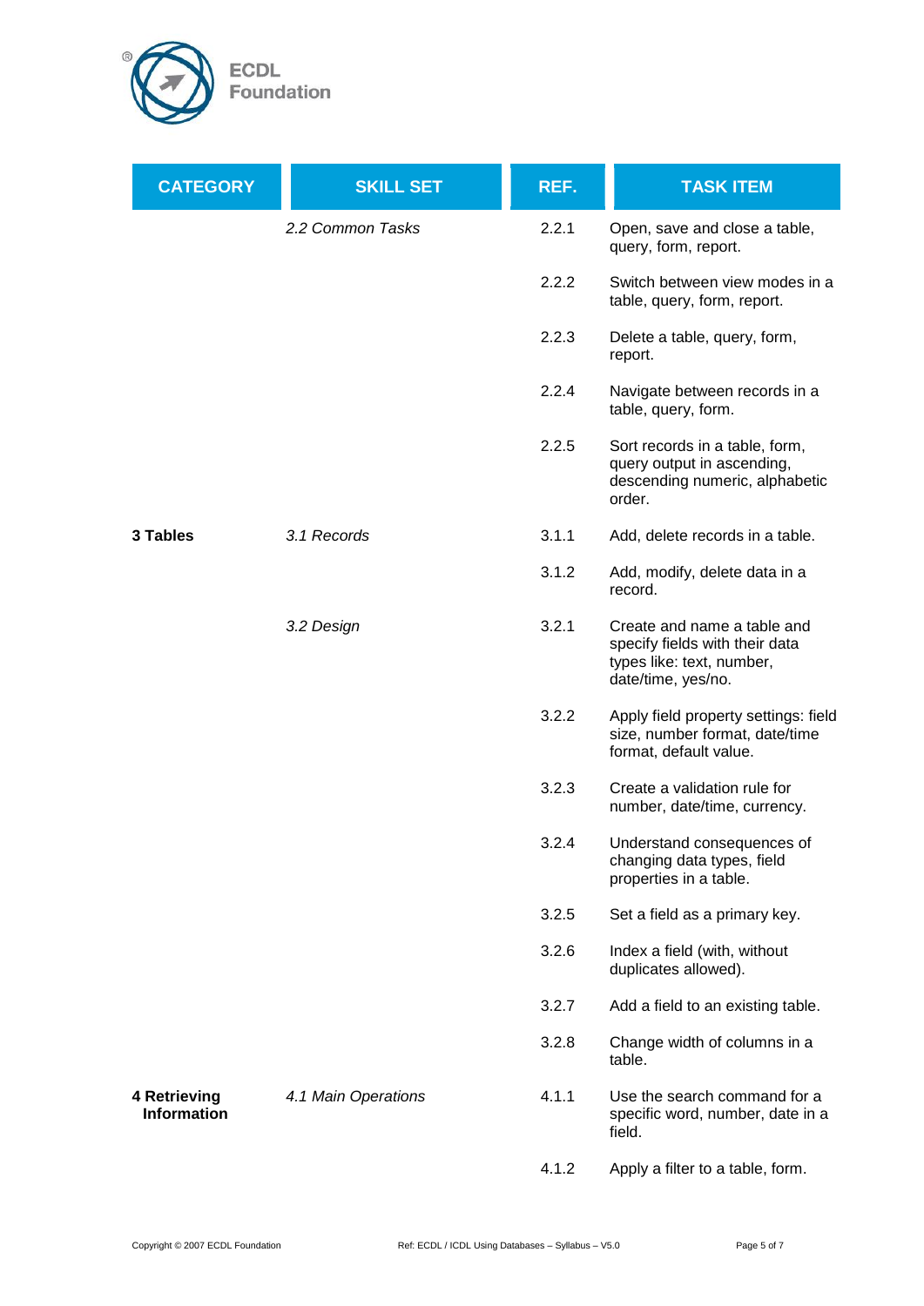| CATEGORY | SKILL SET | REF. | TASK ITEM |
|---|---|---|---|
| | *2.2 Common Tasks* | 2.2.1 | Open, save and close a table, query, form, report. |
| | | 2.2.2 | Switch between view modes in a table, query, form, report. |
| | | 2.2.3 | Delete a table, query, form, report. |
| | | 2.2.4 | Navigate between records in a table, query, form. |
| | | 2.2.5 | Sort records in a table, form, query output in ascending, descending numeric, alphabetic order. |
| **3 Tables** | *3.1 Records* | 3.1.1 | Add, delete records in a table. |
| | | 3.1.2 | Add, modify, delete data in a record. |
| | *3.2 Design* | 3.2.1 | Create and name a table and specify fields with their data types like: text, number, date/time, yes/no. |
| | | 3.2.2 | Apply field property settings: field size, number format, date/time format, default value. |
| | | 3.2.3 | Create a validation rule for number, date/time, currency. |
| | | 3.2.4 | Understand consequences of changing data types, field properties in a table. |
| | | 3.2.5 | Set a field as a primary key. |
| | | 3.2.6 | Index a field (with, without duplicates allowed). |
| | | 3.2.7 | Add a field to an existing table. |
| | | 3.2.8 | Change width of columns in a table. |
| **4 Retrieving Information** | *4.1 Main Operations* | 4.1.1 | Use the search command for a specific word, number, date in a field. |
| | | 4.1.2 | Apply a filter to a table, form. |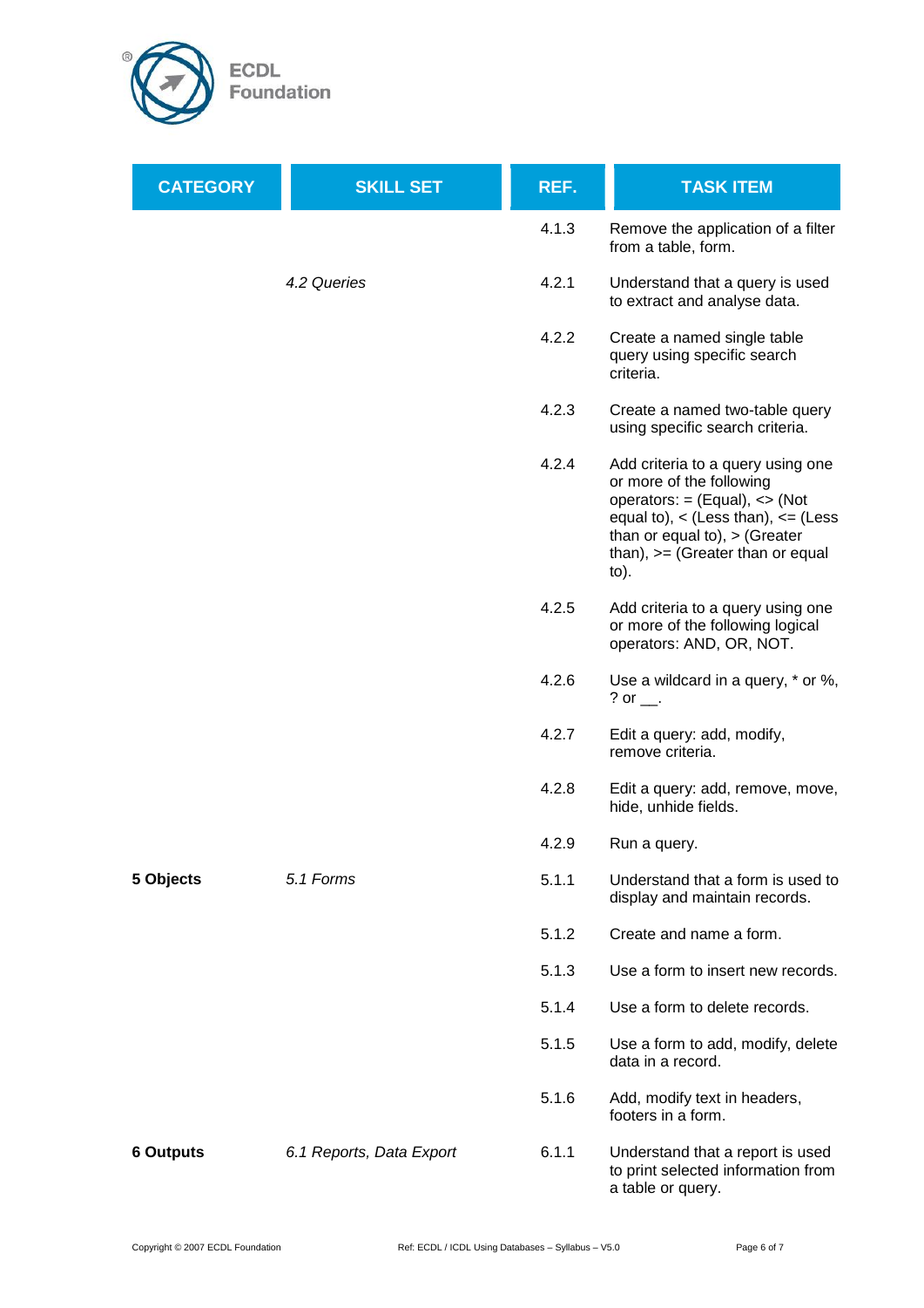| CATEGORY | SKILL SET | REF. | TASK ITEM |
|---|---|---|---|
| | | 4.1.3 | Remove the application of a filter from a table, form. |
| | *4.2 Queries* | 4.2.1 | Understand that a query is used to extract and analyse data. |
| | | 4.2.2 | Create a named single table query using specific search criteria. |
| | | 4.2.3 | Create a named two-table query using specific search criteria. |
| | | 4.2.4 | Add criteria to a query using one or more of the following operators: = (Equal), <> (Not equal to), < (Less than), <= (Less than or equal to), > (Greater than), >= (Greater than or equal to). |
| | | 4.2.5 | Add criteria to a query using one or more of the following logical operators: AND, OR, NOT. |
| | | 4.2.6 | Use a wildcard in a query, * or %, ? or __. |
| | | 4.2.7 | Edit a query: add, modify, remove criteria. |
| | | 4.2.8 | Edit a query: add, remove, move, hide, unhide fields. |
| | | 4.2.9 | Run a query. |
| **5 Objects** | *5.1 Forms* | 5.1.1 | Understand that a form is used to display and maintain records. |
| | | 5.1.2 | Create and name a form. |
| | | 5.1.3 | Use a form to insert new records. |
| | | 5.1.4 | Use a form to delete records. |
| | | 5.1.5 | Use a form to add, modify, delete data in a record. |
| | | 5.1.6 | Add, modify text in headers, footers in a form. |
| **6 Outputs** | *6.1 Reports, Data Export* | 6.1.1 | Understand that a report is used to print selected information from a table or query. |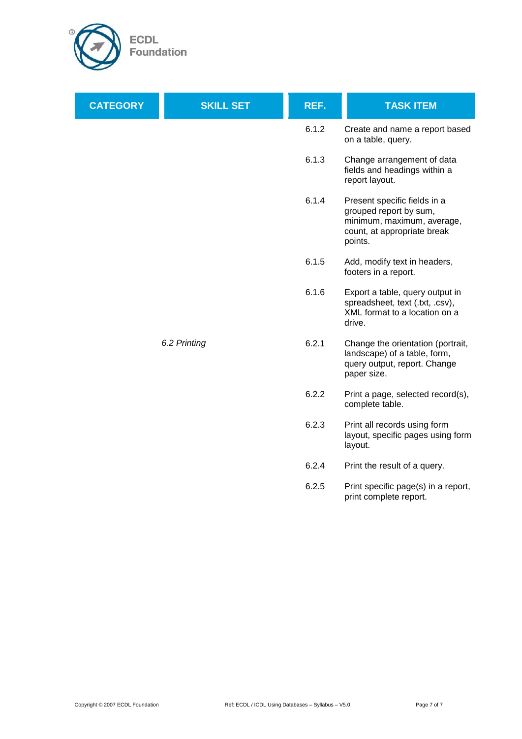| CATEGORY | SKILL SET | REF. | TASK ITEM |
|---|---|---|---|
| | | 6.1.2 | Create and name a report based on a table, query. |
| | | 6.1.3 | Change arrangement of data fields and headings within a report layout. |
| | | 6.1.4 | Present specific fields in a grouped report by sum, minimum, maximum, average, count, at appropriate break points. |
| | | 6.1.5 | Add, modify text in headers, footers in a report. |
| | | 6.1.6 | Export a table, query output in spreadsheet, text (.txt, .csv), XML format to a location on a drive. |
| | *6.2 Printing* | 6.2.1 | Change the orientation (portrait, landscape) of a table, form, query output, report. Change paper size. |
| | | 6.2.2 | Print a page, selected record(s), complete table. |
| | | 6.2.3 | Print all records using form layout, specific pages using form layout. |
| | | 6.2.4 | Print the result of a query. |
| | | 6.2.5 | Print specific page(s) in a report, print complete report. |